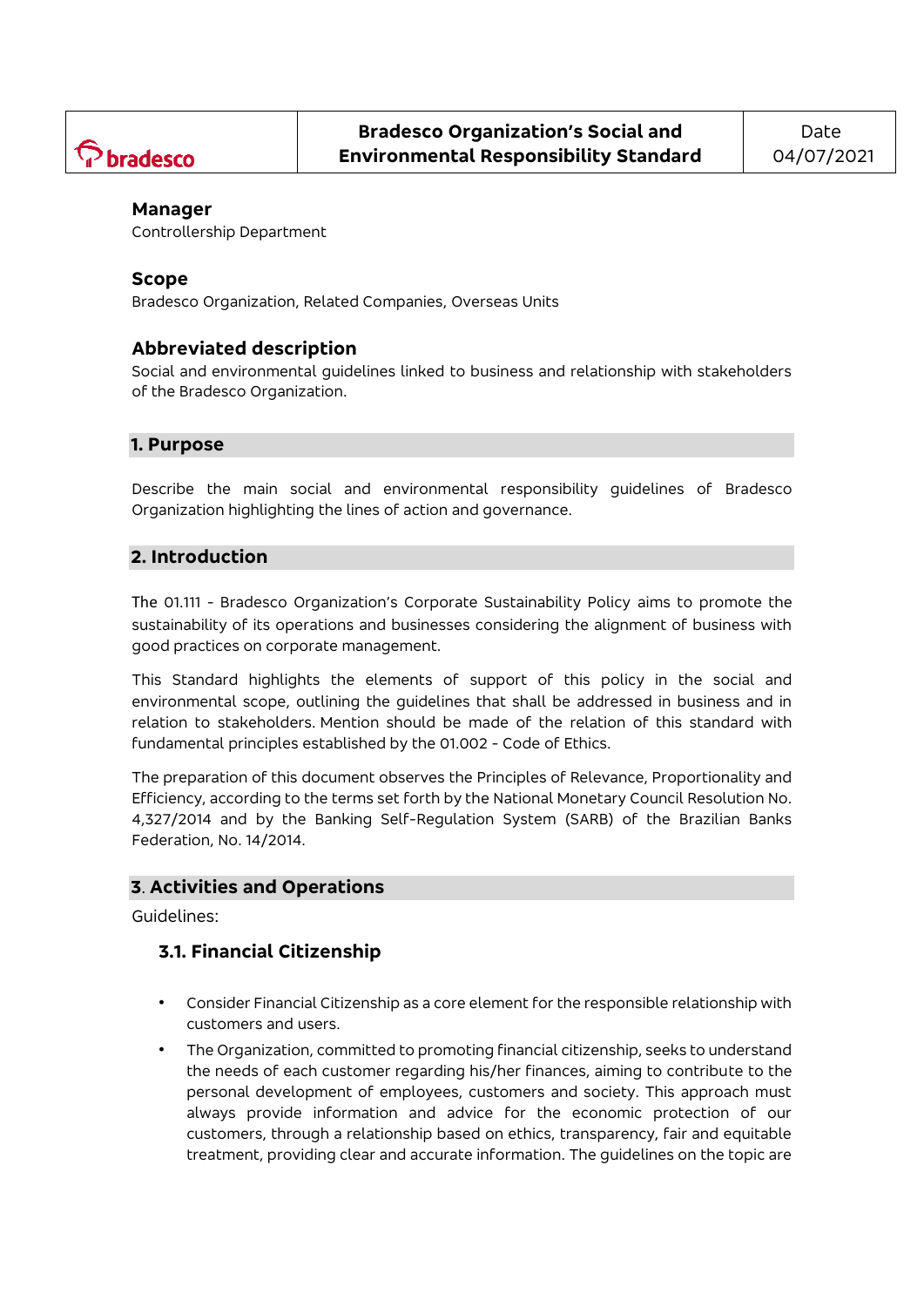| bradesco | Bradesco Organization's Social and Environmental Responsibility Standard | Date 04/07/2021 |
|---|---|---|

### Manager
Controllership Department

### Scope
Bradesco Organization, Related Companies, Overseas Units

### Abbreviated description
Social and environmental guidelines linked to business and relationship with stakeholders of the Bradesco Organization.

## 1. Purpose

Describe the main social and environmental responsibility guidelines of Bradesco Organization highlighting the lines of action and governance.

## 2. Introduction

The 01.111 - Bradesco Organization's Corporate Sustainability Policy aims to promote the sustainability of its operations and businesses considering the alignment of business with good practices on corporate management.

This Standard highlights the elements of support of this policy in the social and environmental scope, outlining the guidelines that shall be addressed in business and in relation to stakeholders. Mention should be made of the relation of this standard with fundamental principles established by the 01.002 - Code of Ethics.

The preparation of this document observes the Principles of Relevance, Proportionality and Efficiency, according to the terms set forth by the National Monetary Council Resolution No. 4,327/2014 and by the Banking Self-Regulation System (SARB) of the Brazilian Banks Federation, No. 14/2014.

## 3. Activities and Operations

Guidelines:

### 3.1. Financial Citizenship

- Consider Financial Citizenship as a core element for the responsible relationship with customers and users.
- The Organization, committed to promoting financial citizenship, seeks to understand the needs of each customer regarding his/her finances, aiming to contribute to the personal development of employees, customers and society. This approach must always provide information and advice for the economic protection of our customers, through a relationship based on ethics, transparency, fair and equitable treatment, providing clear and accurate information. The guidelines on the topic are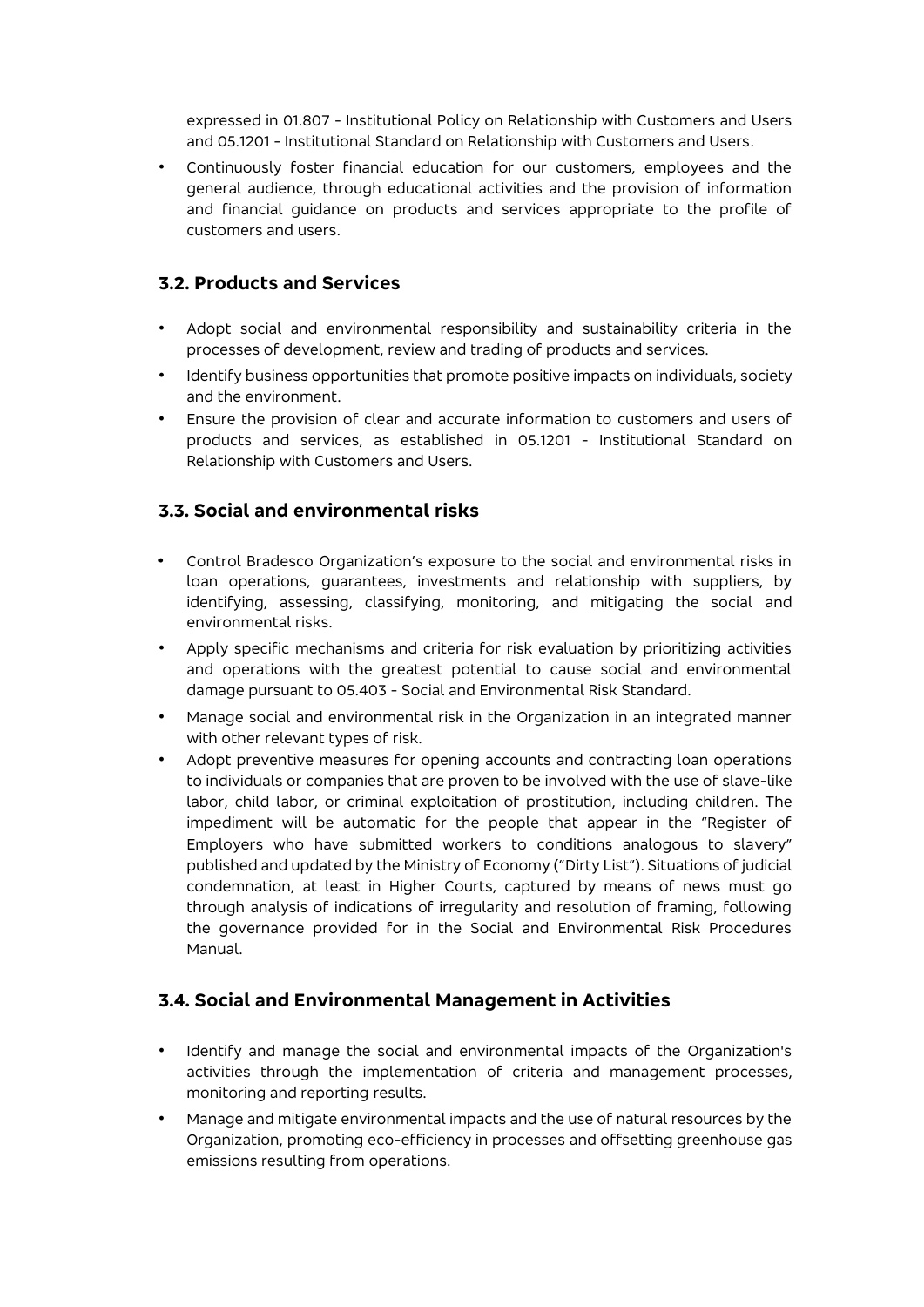expressed in 01.807 - Institutional Policy on Relationship with Customers and Users and 05.1201 - Institutional Standard on Relationship with Customers and Users.

- Continuously foster financial education for our customers, employees and the general audience, through educational activities and the provision of information and financial guidance on products and services appropriate to the profile of customers and users.

## 3.2. Products and Services

- Adopt social and environmental responsibility and sustainability criteria in the processes of development, review and trading of products and services.
- Identify business opportunities that promote positive impacts on individuals, society and the environment.
- Ensure the provision of clear and accurate information to customers and users of products and services, as established in 05.1201 - Institutional Standard on Relationship with Customers and Users.

## 3.3. Social and environmental risks

- Control Bradesco Organization's exposure to the social and environmental risks in loan operations, guarantees, investments and relationship with suppliers, by identifying, assessing, classifying, monitoring, and mitigating the social and environmental risks.
- Apply specific mechanisms and criteria for risk evaluation by prioritizing activities and operations with the greatest potential to cause social and environmental damage pursuant to 05.403 - Social and Environmental Risk Standard.
- Manage social and environmental risk in the Organization in an integrated manner with other relevant types of risk.
- Adopt preventive measures for opening accounts and contracting loan operations to individuals or companies that are proven to be involved with the use of slave-like labor, child labor, or criminal exploitation of prostitution, including children. The impediment will be automatic for the people that appear in the "Register of Employers who have submitted workers to conditions analogous to slavery" published and updated by the Ministry of Economy ("Dirty List"). Situations of judicial condemnation, at least in Higher Courts, captured by means of news must go through analysis of indications of irregularity and resolution of framing, following the governance provided for in the Social and Environmental Risk Procedures Manual.

## 3.4. Social and Environmental Management in Activities

- Identify and manage the social and environmental impacts of the Organization's activities through the implementation of criteria and management processes, monitoring and reporting results.
- Manage and mitigate environmental impacts and the use of natural resources by the Organization, promoting eco-efficiency in processes and offsetting greenhouse gas emissions resulting from operations.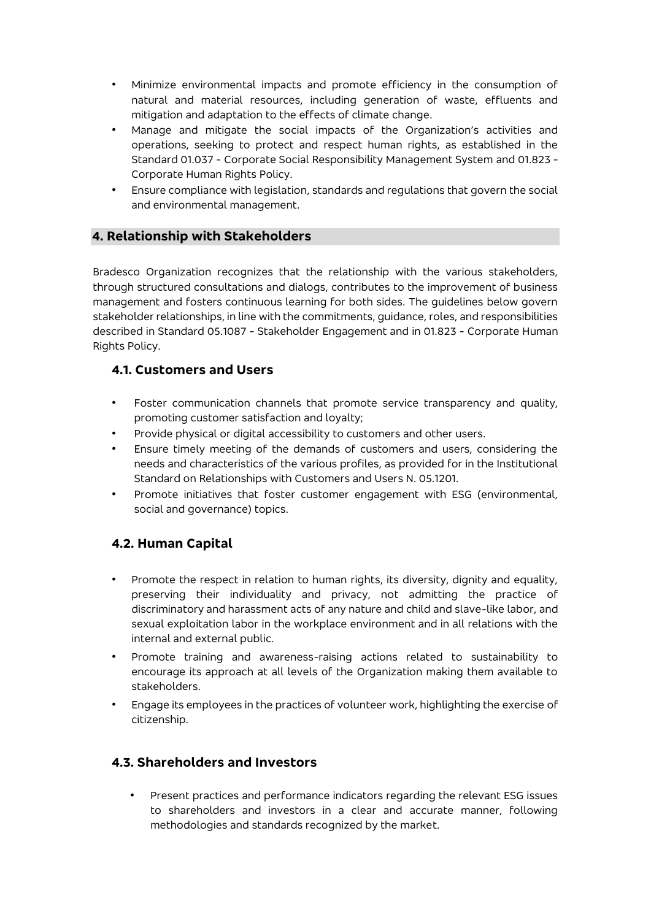- Minimize environmental impacts and promote efficiency in the consumption of natural and material resources, including generation of waste, effluents and mitigation and adaptation to the effects of climate change.
- Manage and mitigate the social impacts of the Organization's activities and operations, seeking to protect and respect human rights, as established in the Standard 01.037 - Corporate Social Responsibility Management System and 01.823 - Corporate Human Rights Policy.
- Ensure compliance with legislation, standards and regulations that govern the social and environmental management.

## 4. Relationship with Stakeholders

Bradesco Organization recognizes that the relationship with the various stakeholders, through structured consultations and dialogs, contributes to the improvement of business management and fosters continuous learning for both sides. The guidelines below govern stakeholder relationships, in line with the commitments, guidance, roles, and responsibilities described in Standard 05.1087 - Stakeholder Engagement and in 01.823 - Corporate Human Rights Policy.

### 4.1. Customers and Users

- Foster communication channels that promote service transparency and quality, promoting customer satisfaction and loyalty;
- Provide physical or digital accessibility to customers and other users.
- Ensure timely meeting of the demands of customers and users, considering the needs and characteristics of the various profiles, as provided for in the Institutional Standard on Relationships with Customers and Users N. 05.1201.
- Promote initiatives that foster customer engagement with ESG (environmental, social and governance) topics.

### 4.2. Human Capital

- Promote the respect in relation to human rights, its diversity, dignity and equality, preserving their individuality and privacy, not admitting the practice of discriminatory and harassment acts of any nature and child and slave-like labor, and sexual exploitation labor in the workplace environment and in all relations with the internal and external public.
- Promote training and awareness-raising actions related to sustainability to encourage its approach at all levels of the Organization making them available to stakeholders.
- Engage its employees in the practices of volunteer work, highlighting the exercise of citizenship.

### 4.3. Shareholders and Investors

- Present practices and performance indicators regarding the relevant ESG issues to shareholders and investors in a clear and accurate manner, following methodologies and standards recognized by the market.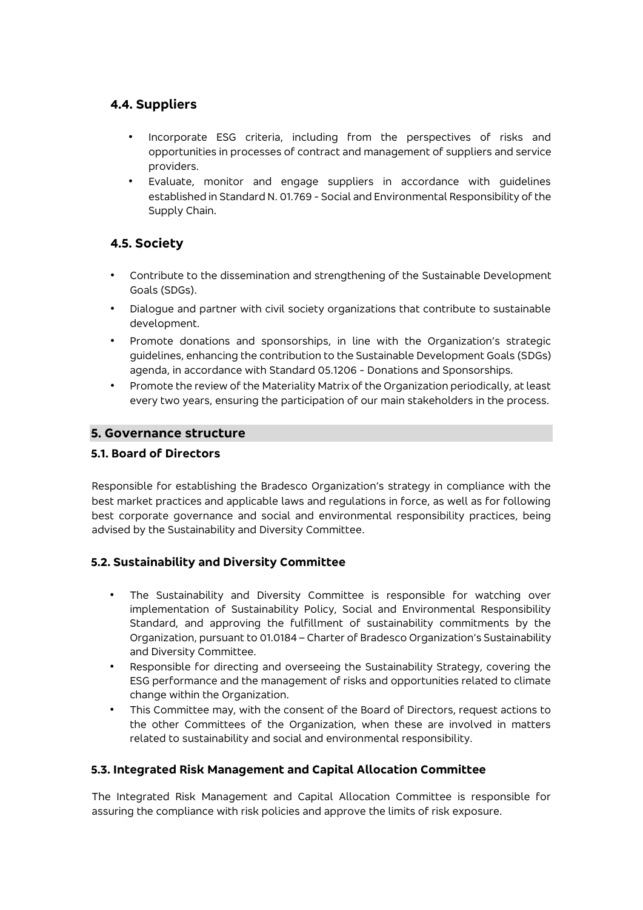### 4.4. Suppliers

- Incorporate ESG criteria, including from the perspectives of risks and opportunities in processes of contract and management of suppliers and service providers.
- Evaluate, monitor and engage suppliers in accordance with guidelines established in Standard N. 01.769 - Social and Environmental Responsibility of the Supply Chain.

### 4.5. Society

- Contribute to the dissemination and strengthening of the Sustainable Development Goals (SDGs).
- Dialogue and partner with civil society organizations that contribute to sustainable development.
- Promote donations and sponsorships, in line with the Organization's strategic guidelines, enhancing the contribution to the Sustainable Development Goals (SDGs) agenda, in accordance with Standard 05.1206 - Donations and Sponsorships.
- Promote the review of the Materiality Matrix of the Organization periodically, at least every two years, ensuring the participation of our main stakeholders in the process.

## 5. Governance structure

### 5.1. Board of Directors

Responsible for establishing the Bradesco Organization's strategy in compliance with the best market practices and applicable laws and regulations in force, as well as for following best corporate governance and social and environmental responsibility practices, being advised by the Sustainability and Diversity Committee.

### 5.2. Sustainability and Diversity Committee

- The Sustainability and Diversity Committee is responsible for watching over implementation of Sustainability Policy, Social and Environmental Responsibility Standard, and approving the fulfillment of sustainability commitments by the Organization, pursuant to 01.0184 – Charter of Bradesco Organization's Sustainability and Diversity Committee.
- Responsible for directing and overseeing the Sustainability Strategy, covering the ESG performance and the management of risks and opportunities related to climate change within the Organization.
- This Committee may, with the consent of the Board of Directors, request actions to the other Committees of the Organization, when these are involved in matters related to sustainability and social and environmental responsibility.

### 5.3. Integrated Risk Management and Capital Allocation Committee

The Integrated Risk Management and Capital Allocation Committee is responsible for assuring the compliance with risk policies and approve the limits of risk exposure.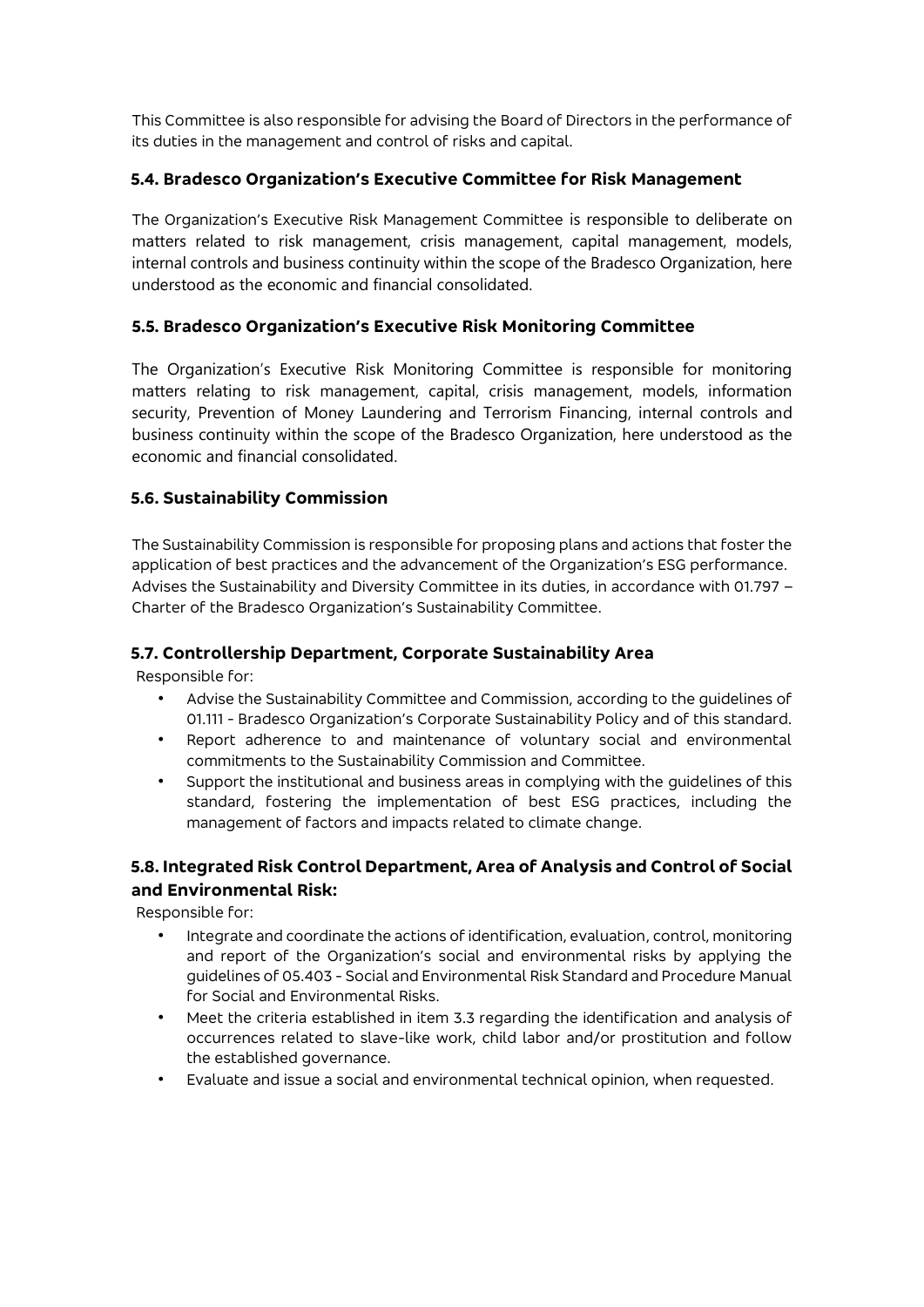This Committee is also responsible for advising the Board of Directors in the performance of its duties in the management and control of risks and capital.

### 5.4. Bradesco Organization's Executive Committee for Risk Management

The Organization's Executive Risk Management Committee is responsible to deliberate on matters related to risk management, crisis management, capital management, models, internal controls and business continuity within the scope of the Bradesco Organization, here understood as the economic and financial consolidated.

### 5.5. Bradesco Organization's Executive Risk Monitoring Committee

The Organization's Executive Risk Monitoring Committee is responsible for monitoring matters relating to risk management, capital, crisis management, models, information security, Prevention of Money Laundering and Terrorism Financing, internal controls and business continuity within the scope of the Bradesco Organization, here understood as the economic and financial consolidated.

### 5.6. Sustainability Commission

The Sustainability Commission is responsible for proposing plans and actions that foster the application of best practices and the advancement of the Organization's ESG performance. Advises the Sustainability and Diversity Committee in its duties, in accordance with 01.797 – Charter of the Bradesco Organization's Sustainability Committee.

### 5.7. Controllership Department, Corporate Sustainability Area

Responsible for:

- Advise the Sustainability Committee and Commission, according to the guidelines of 01.111 - Bradesco Organization's Corporate Sustainability Policy and of this standard.
- Report adherence to and maintenance of voluntary social and environmental commitments to the Sustainability Commission and Committee.
- Support the institutional and business areas in complying with the guidelines of this standard, fostering the implementation of best ESG practices, including the management of factors and impacts related to climate change.

### 5.8. Integrated Risk Control Department, Area of Analysis and Control of Social and Environmental Risk:

Responsible for:

- Integrate and coordinate the actions of identification, evaluation, control, monitoring and report of the Organization's social and environmental risks by applying the guidelines of 05.403 - Social and Environmental Risk Standard and Procedure Manual for Social and Environmental Risks.
- Meet the criteria established in item 3.3 regarding the identification and analysis of occurrences related to slave-like work, child labor and/or prostitution and follow the established governance.
- Evaluate and issue a social and environmental technical opinion, when requested.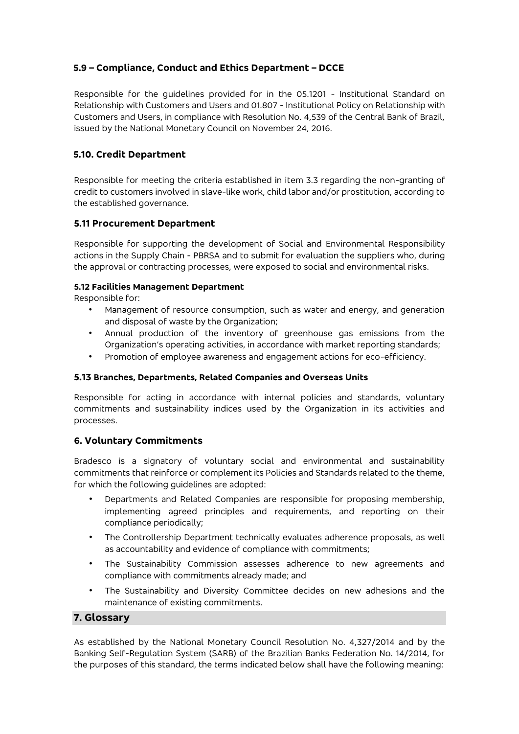### 5.9 – Compliance, Conduct and Ethics Department – DCCE

Responsible for the guidelines provided for in the 05.1201 - Institutional Standard on Relationship with Customers and Users and 01.807 - Institutional Policy on Relationship with Customers and Users, in compliance with Resolution No. 4,539 of the Central Bank of Brazil, issued by the National Monetary Council on November 24, 2016.

### 5.10. Credit Department

Responsible for meeting the criteria established in item 3.3 regarding the non-granting of credit to customers involved in slave-like work, child labor and/or prostitution, according to the established governance.

### 5.11 Procurement Department

Responsible for supporting the development of Social and Environmental Responsibility actions in the Supply Chain - PBRSA and to submit for evaluation the suppliers who, during the approval or contracting processes, were exposed to social and environmental risks.

#### 5.12 Facilities Management Department

Responsible for:

- Management of resource consumption, such as water and energy, and generation and disposal of waste by the Organization;
- Annual production of the inventory of greenhouse gas emissions from the Organization's operating activities, in accordance with market reporting standards;
- Promotion of employee awareness and engagement actions for eco-efficiency.

#### 5.13 Branches, Departments, Related Companies and Overseas Units

Responsible for acting in accordance with internal policies and standards, voluntary commitments and sustainability indices used by the Organization in its activities and processes.

## 6. Voluntary Commitments

Bradesco is a signatory of voluntary social and environmental and sustainability commitments that reinforce or complement its Policies and Standards related to the theme, for which the following guidelines are adopted:

- Departments and Related Companies are responsible for proposing membership, implementing agreed principles and requirements, and reporting on their compliance periodically;
- The Controllership Department technically evaluates adherence proposals, as well as accountability and evidence of compliance with commitments;
- The Sustainability Commission assesses adherence to new agreements and compliance with commitments already made; and
- The Sustainability and Diversity Committee decides on new adhesions and the maintenance of existing commitments.

## 7. Glossary

As established by the National Monetary Council Resolution No. 4,327/2014 and by the Banking Self-Regulation System (SARB) of the Brazilian Banks Federation No. 14/2014, for the purposes of this standard, the terms indicated below shall have the following meaning: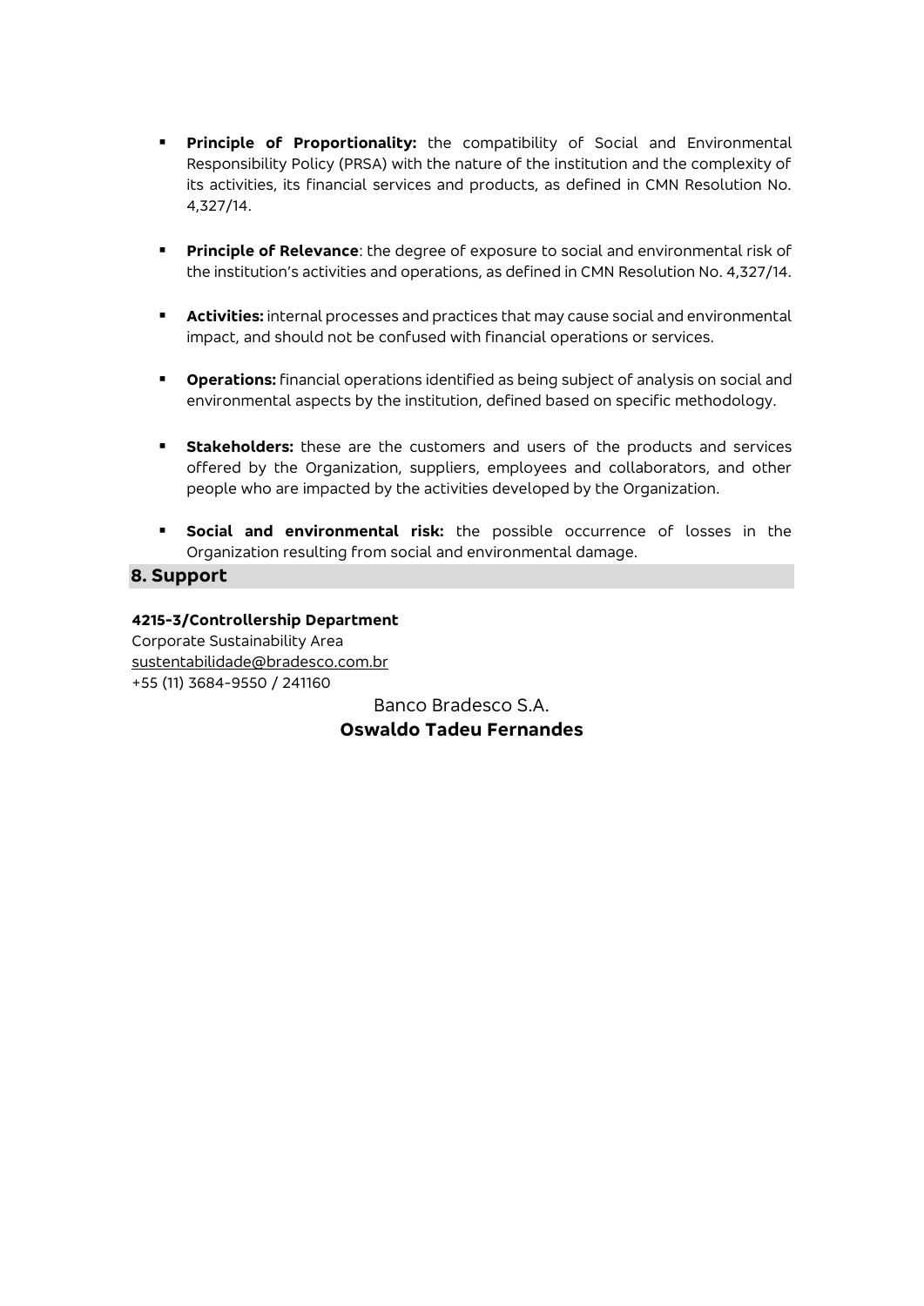- **Principle of Proportionality:** the compatibility of Social and Environmental Responsibility Policy (PRSA) with the nature of the institution and the complexity of its activities, its financial services and products, as defined in CMN Resolution No. 4,327/14.

- **Principle of Relevance**: the degree of exposure to social and environmental risk of the institution's activities and operations, as defined in CMN Resolution No. 4,327/14.

- **Activities:** internal processes and practices that may cause social and environmental impact, and should not be confused with financial operations or services.

- **Operations:** financial operations identified as being subject of analysis on social and environmental aspects by the institution, defined based on specific methodology.

- **Stakeholders:** these are the customers and users of the products and services offered by the Organization, suppliers, employees and collaborators, and other people who are impacted by the activities developed by the Organization.

- **Social and environmental risk:** the possible occurrence of losses in the Organization resulting from social and environmental damage.

## 8. Support

**4215-3/Controllership Department**
Corporate Sustainability Area
sustentabilidade@bradesco.com.br
+55 (11) 3684-9550 / 241160

Banco Bradesco S.A.
**Oswaldo Tadeu Fernandes**